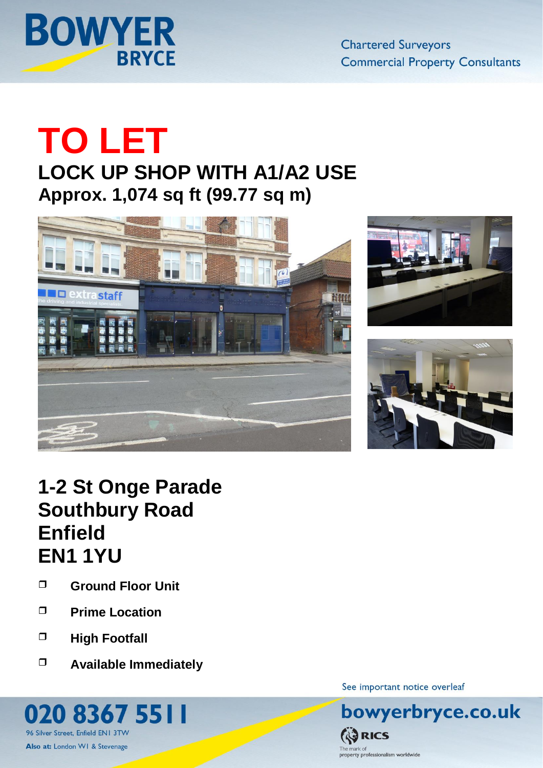BOWYER BRYCE

Chartered Surveyors
Commercial Property Consultants

# TO LET

## LOCK UP SHOP WITH A1/A2 USE

### Approx. 1,074 sq ft (99.77 sq m)

## 1-2 St Onge Parade
## Southbury Road
## Enfield
## EN1 1YU

- **Ground Floor Unit**
- **Prime Location**
- **High Footfall**
- **Available Immediately**

See important notice overleaf

**020 8367 5511**

96 Silver Street, Enfield EN1 3TW

**Also at:** London W1 & Stevenage

**bowyerbryce.co.uk**

RICS
The mark of property professionalism worldwide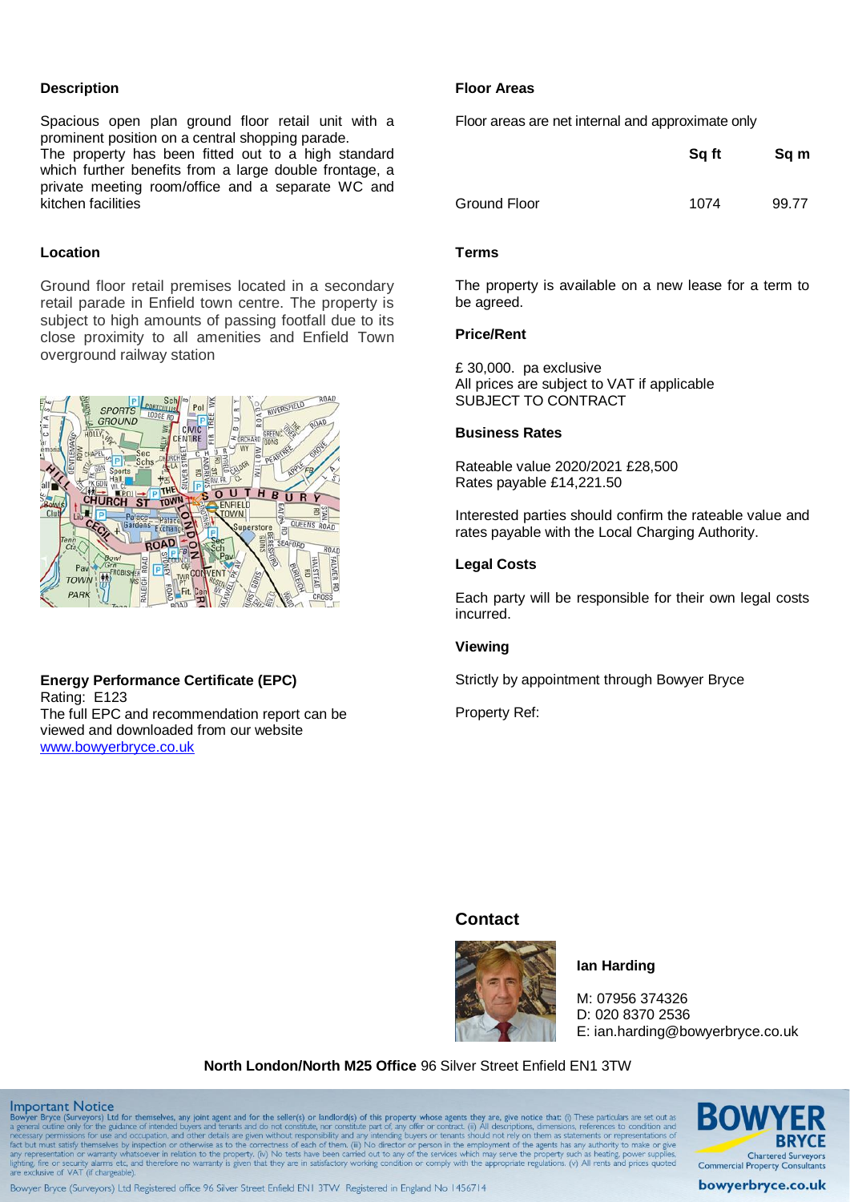## Description

Spacious open plan ground floor retail unit with a prominent position on a central shopping parade.
The property has been fitted out to a high standard which further benefits from a large double frontage, a private meeting room/office and a separate WC and kitchen facilities

## Location

Ground floor retail premises located in a secondary retail parade in Enfield town centre. The property is subject to high amounts of passing footfall due to its close proximity to all amenities and Enfield Town overground railway station

## Energy Performance Certificate (EPC)

Rating: E123
The full EPC and recommendation report can be viewed and downloaded from our website
www.bowyerbryce.co.uk

## Floor Areas

Floor areas are net internal and approximate only

| | Sq ft | Sq m |
|---|---|---|
| Ground Floor | 1074 | 99.77 |

## Terms

The property is available on a new lease for a term to be agreed.

## Price/Rent

£ 30,000. pa exclusive
All prices are subject to VAT if applicable
SUBJECT TO CONTRACT

## Business Rates

Rateable value 2020/2021 £28,500
Rates payable £14,221.50

Interested parties should confirm the rateable value and rates payable with the Local Charging Authority.

## Legal Costs

Each party will be responsible for their own legal costs incurred.

## Viewing

Strictly by appointment through Bowyer Bryce

Property Ref:

## Contact

**Ian Harding**

M: 07956 374326
D: 020 8370 2536
E: ian.harding@bowyerbryce.co.uk

**North London/North M25 Office** 96 Silver Street Enfield EN1 3TW

**Important Notice**
Bowyer Bryce (Surveyors) Ltd for themselves, any joint agent and for the seller(s) or landlord(s) of this property whose agents they are, give notice that: (i) These particulars are set out as a general outline only for the guidance of intended buyers and tenants and do not constitute, nor constitute part of, any offer or contract. (ii) All descriptions, dimensions, references to condition and necessary permissions for use and occupation, and other details are given without responsibility and any intending buyers or tenants should not rely on them as statements or representations of fact but must satisfy themselves by inspection or otherwise as to the correctness of each of them. (iii) No director or person in the employment of the agents has any authority to make or give any representation or warranty whatsoever in relation to the property. (iv) No tests have been carried out to any of the services which may serve the property such as heating, power supplies, lighting, fire or security alarms etc, and therefore no warranty is given that they are in satisfactory working condition or comply with the appropriate regulations. (v) All rents and prices quoted are exclusive of VAT (if chargeable).

Bowyer Bryce (Surveyors) Ltd Registered office 96 Silver Street Enfield EN1 3TW Registered in England No 1456714

BOWYER BRYCE
Chartered Surveyors
Commercial Property Consultants
bowyerbryce.co.uk